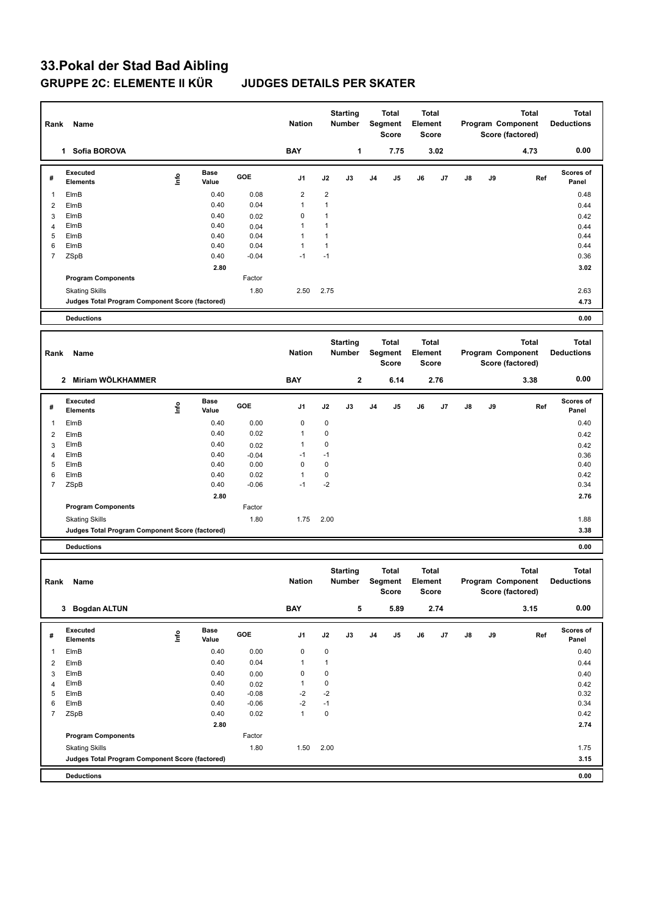# 33.Pokal der Stad Bad Aibling

## GRUPPE 2C: ELEMENTE II KÜR    JUDGES DETAILS PER SKATER

| Rank | Name | Nation | Starting Number | Total Segment Score | Total Element Score | Total Program Component Score (factored) | Total Deductions |
|---|---|---|---|---|---|---|---|
| 1 | Sofia BOROVA | BAY | 1 | 7.75 | 3.02 | 4.73 | 0.00 |

| # | Executed Elements | Info | Base Value | GOE | J1 | J2 | J3 | J4 | J5 | J6 | J7 | J8 | J9 | Ref | Scores of Panel |
|---|---|---|---|---|---|---|---|---|---|---|---|---|---|---|---|
| 1 | ElmB | | 0.40 | 0.08 | 2 | 2 | | | | | | | | | 0.48 |
| 2 | ElmB | | 0.40 | 0.04 | 1 | 1 | | | | | | | | | 0.44 |
| 3 | ElmB | | 0.40 | 0.02 | 0 | 1 | | | | | | | | | 0.42 |
| 4 | ElmB | | 0.40 | 0.04 | 1 | 1 | | | | | | | | | 0.44 |
| 5 | ElmB | | 0.40 | 0.04 | 1 | 1 | | | | | | | | | 0.44 |
| 6 | ElmB | | 0.40 | 0.04 | 1 | 1 | | | | | | | | | 0.44 |
| 7 | ZSpB | | 0.40 | -0.04 | -1 | -1 | | | | | | | | | 0.36 |
| | | | 2.80 | | | | | | | | | | | | 3.02 |
| | Program Components | | | Factor | | | | | | | | | | | |
| | Skating Skills | | | 1.80 | 2.50 | 2.75 | | | | | | | | | 2.63 |
| | Judges Total Program Component Score (factored) | | | | | | | | | | | | | | 4.73 |
| | Deductions | | | | | | | | | | | | | | 0.00 |

| Rank | Name | Nation | Starting Number | Total Segment Score | Total Element Score | Total Program Component Score (factored) | Total Deductions |
|---|---|---|---|---|---|---|---|
| 2 | Miriam WÖLKHAMMER | BAY | 2 | 6.14 | 2.76 | 3.38 | 0.00 |

| # | Executed Elements | Info | Base Value | GOE | J1 | J2 | J3 | J4 | J5 | J6 | J7 | J8 | J9 | Ref | Scores of Panel |
|---|---|---|---|---|---|---|---|---|---|---|---|---|---|---|---|
| 1 | ElmB | | 0.40 | 0.00 | 0 | 0 | | | | | | | | | 0.40 |
| 2 | ElmB | | 0.40 | 0.02 | 1 | 0 | | | | | | | | | 0.42 |
| 3 | ElmB | | 0.40 | 0.02 | 1 | 0 | | | | | | | | | 0.42 |
| 4 | ElmB | | 0.40 | -0.04 | -1 | -1 | | | | | | | | | 0.36 |
| 5 | ElmB | | 0.40 | 0.00 | 0 | 0 | | | | | | | | | 0.40 |
| 6 | ElmB | | 0.40 | 0.02 | 1 | 0 | | | | | | | | | 0.42 |
| 7 | ZSpB | | 0.40 | -0.06 | -1 | -2 | | | | | | | | | 0.34 |
| | | | 2.80 | | | | | | | | | | | | 2.76 |
| | Program Components | | | Factor | | | | | | | | | | | |
| | Skating Skills | | | 1.80 | 1.75 | 2.00 | | | | | | | | | 1.88 |
| | Judges Total Program Component Score (factored) | | | | | | | | | | | | | | 3.38 |
| | Deductions | | | | | | | | | | | | | | 0.00 |

| Rank | Name | Nation | Starting Number | Total Segment Score | Total Element Score | Total Program Component Score (factored) | Total Deductions |
|---|---|---|---|---|---|---|---|
| 3 | Bogdan ALTUN | BAY | 5 | 5.89 | 2.74 | 3.15 | 0.00 |

| # | Executed Elements | Info | Base Value | GOE | J1 | J2 | J3 | J4 | J5 | J6 | J7 | J8 | J9 | Ref | Scores of Panel |
|---|---|---|---|---|---|---|---|---|---|---|---|---|---|---|---|
| 1 | ElmB | | 0.40 | 0.00 | 0 | 0 | | | | | | | | | 0.40 |
| 2 | ElmB | | 0.40 | 0.04 | 1 | 1 | | | | | | | | | 0.44 |
| 3 | ElmB | | 0.40 | 0.00 | 0 | 0 | | | | | | | | | 0.40 |
| 4 | ElmB | | 0.40 | 0.02 | 1 | 0 | | | | | | | | | 0.42 |
| 5 | ElmB | | 0.40 | -0.08 | -2 | -2 | | | | | | | | | 0.32 |
| 6 | ElmB | | 0.40 | -0.06 | -2 | -1 | | | | | | | | | 0.34 |
| 7 | ZSpB | | 0.40 | 0.02 | 1 | 0 | | | | | | | | | 0.42 |
| | | | 2.80 | | | | | | | | | | | | 2.74 |
| | Program Components | | | Factor | | | | | | | | | | | |
| | Skating Skills | | | 1.80 | 1.50 | 2.00 | | | | | | | | | 1.75 |
| | Judges Total Program Component Score (factored) | | | | | | | | | | | | | | 3.15 |
| | Deductions | | | | | | | | | | | | | | 0.00 |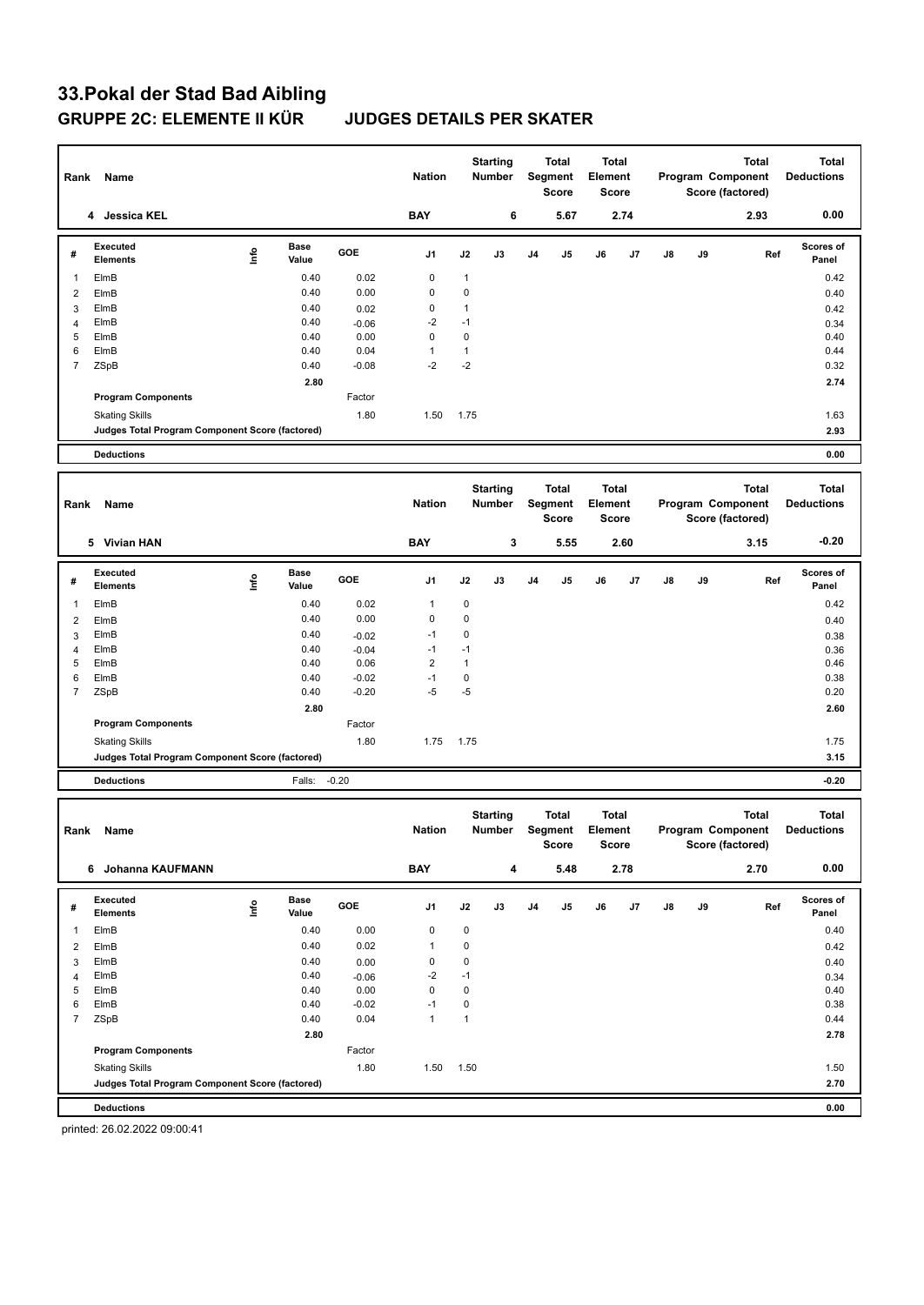# 33.Pokal der Stad Bad Aibling

## GRUPPE 2C: ELEMENTE II KÜR JUDGES DETAILS PER SKATER

| Rank | Name | Nation | Starting Number | Total Segment Score | Total Element Score | Total Program Component Score (factored) | Total Deductions |
|---|---|---|---|---|---|---|---|
| 4 | Jessica KEL | BAY | 6 | 5.67 | 2.74 | 2.93 | 0.00 |

| # | Executed Elements | Info | Base Value | GOE | J1 | J2 | J3 | J4 | J5 | J6 | J7 | J8 | J9 | Ref | Scores of Panel |
|---|---|---|---|---|---|---|---|---|---|---|---|---|---|---|---|
| 1 | ElmB | | 0.40 | 0.02 | 0 | 1 | | | | | | | | | 0.42 |
| 2 | ElmB | | 0.40 | 0.00 | 0 | 0 | | | | | | | | | 0.40 |
| 3 | ElmB | | 0.40 | 0.02 | 0 | 1 | | | | | | | | | 0.42 |
| 4 | ElmB | | 0.40 | -0.06 | -2 | -1 | | | | | | | | | 0.34 |
| 5 | ElmB | | 0.40 | 0.00 | 0 | 0 | | | | | | | | | 0.40 |
| 6 | ElmB | | 0.40 | 0.04 | 1 | 1 | | | | | | | | | 0.44 |
| 7 | ZSpB | | 0.40 | -0.08 | -2 | -2 | | | | | | | | | 0.32 |
| | | | 2.80 | | | | | | | | | | | | 2.74 |
| | Program Components | | | Factor | | | | | | | | | | | |
| | Skating Skills | | | 1.80 | 1.50 | 1.75 | | | | | | | | | 1.63 |
| | Judges Total Program Component Score (factored) | | | | | | | | | | | | | | 2.93 |
| | Deductions | | | | | | | | | | | | | | 0.00 |

| Rank | Name | Nation | Starting Number | Total Segment Score | Total Element Score | Total Program Component Score (factored) | Total Deductions |
|---|---|---|---|---|---|---|---|
| 5 | Vivian HAN | BAY | 3 | 5.55 | 2.60 | 3.15 | -0.20 |

| # | Executed Elements | Info | Base Value | GOE | J1 | J2 | J3 | J4 | J5 | J6 | J7 | J8 | J9 | Ref | Scores of Panel |
|---|---|---|---|---|---|---|---|---|---|---|---|---|---|---|---|
| 1 | ElmB | | 0.40 | 0.02 | 1 | 0 | | | | | | | | | 0.42 |
| 2 | ElmB | | 0.40 | 0.00 | 0 | 0 | | | | | | | | | 0.40 |
| 3 | ElmB | | 0.40 | -0.02 | -1 | 0 | | | | | | | | | 0.38 |
| 4 | ElmB | | 0.40 | -0.04 | -1 | -1 | | | | | | | | | 0.36 |
| 5 | ElmB | | 0.40 | 0.06 | 2 | 1 | | | | | | | | | 0.46 |
| 6 | ElmB | | 0.40 | -0.02 | -1 | 0 | | | | | | | | | 0.38 |
| 7 | ZSpB | | 0.40 | -0.20 | -5 | -5 | | | | | | | | | 0.20 |
| | | | 2.80 | | | | | | | | | | | | 2.60 |
| | Program Components | | | Factor | | | | | | | | | | | |
| | Skating Skills | | | 1.80 | 1.75 | 1.75 | | | | | | | | | 1.75 |
| | Judges Total Program Component Score (factored) | | | | | | | | | | | | | | 3.15 |
| | Deductions | | Falls: | -0.20 | | | | | | | | | | | -0.20 |

| Rank | Name | Nation | Starting Number | Total Segment Score | Total Element Score | Total Program Component Score (factored) | Total Deductions |
|---|---|---|---|---|---|---|---|
| 6 | Johanna KAUFMANN | BAY | 4 | 5.48 | 2.78 | 2.70 | 0.00 |

| # | Executed Elements | Info | Base Value | GOE | J1 | J2 | J3 | J4 | J5 | J6 | J7 | J8 | J9 | Ref | Scores of Panel |
|---|---|---|---|---|---|---|---|---|---|---|---|---|---|---|---|
| 1 | ElmB | | 0.40 | 0.00 | 0 | 0 | | | | | | | | | 0.40 |
| 2 | ElmB | | 0.40 | 0.02 | 1 | 0 | | | | | | | | | 0.42 |
| 3 | ElmB | | 0.40 | 0.00 | 0 | 0 | | | | | | | | | 0.40 |
| 4 | ElmB | | 0.40 | -0.06 | -2 | -1 | | | | | | | | | 0.34 |
| 5 | ElmB | | 0.40 | 0.00 | 0 | 0 | | | | | | | | | 0.40 |
| 6 | ElmB | | 0.40 | -0.02 | -1 | 0 | | | | | | | | | 0.38 |
| 7 | ZSpB | | 0.40 | 0.04 | 1 | 1 | | | | | | | | | 0.44 |
| | | | 2.80 | | | | | | | | | | | | 2.78 |
| | Program Components | | | Factor | | | | | | | | | | | |
| | Skating Skills | | | 1.80 | 1.50 | 1.50 | | | | | | | | | 1.50 |
| | Judges Total Program Component Score (factored) | | | | | | | | | | | | | | 2.70 |
| | Deductions | | | | | | | | | | | | | | 0.00 |

printed: 26.02.2022 09:00:41